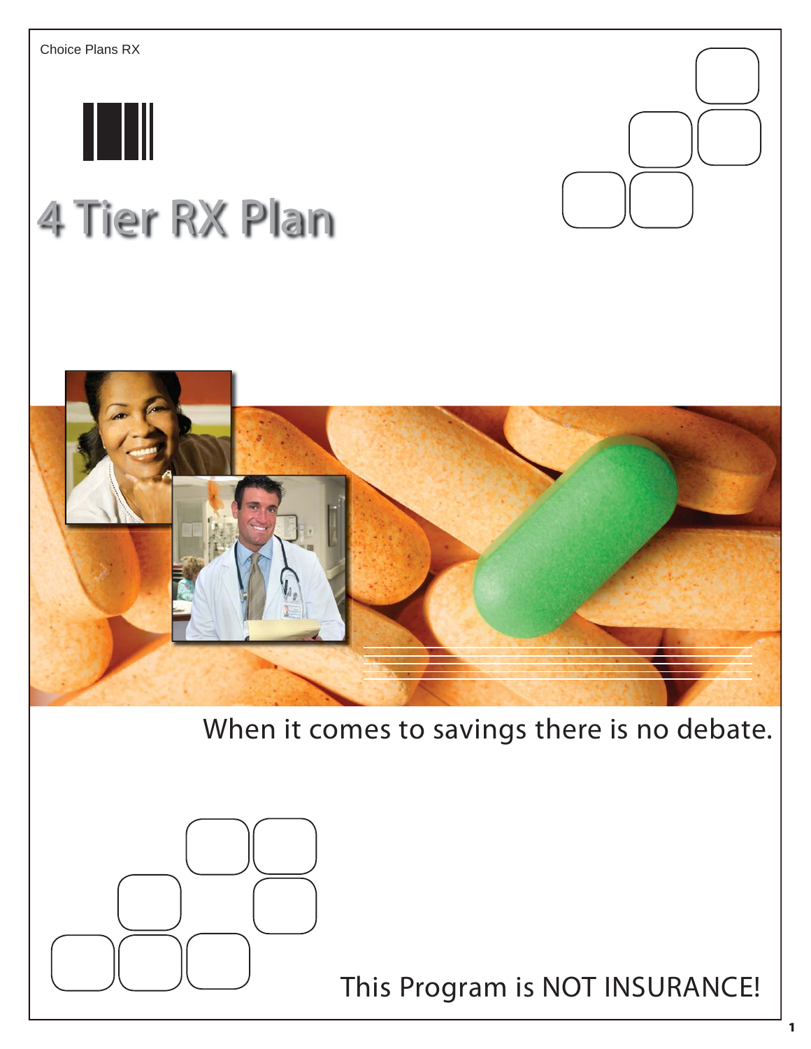Choice Plans RX

# 4 Tier RX Plan

When it comes to savings there is no debate.

This Program is NOT INSURANCE!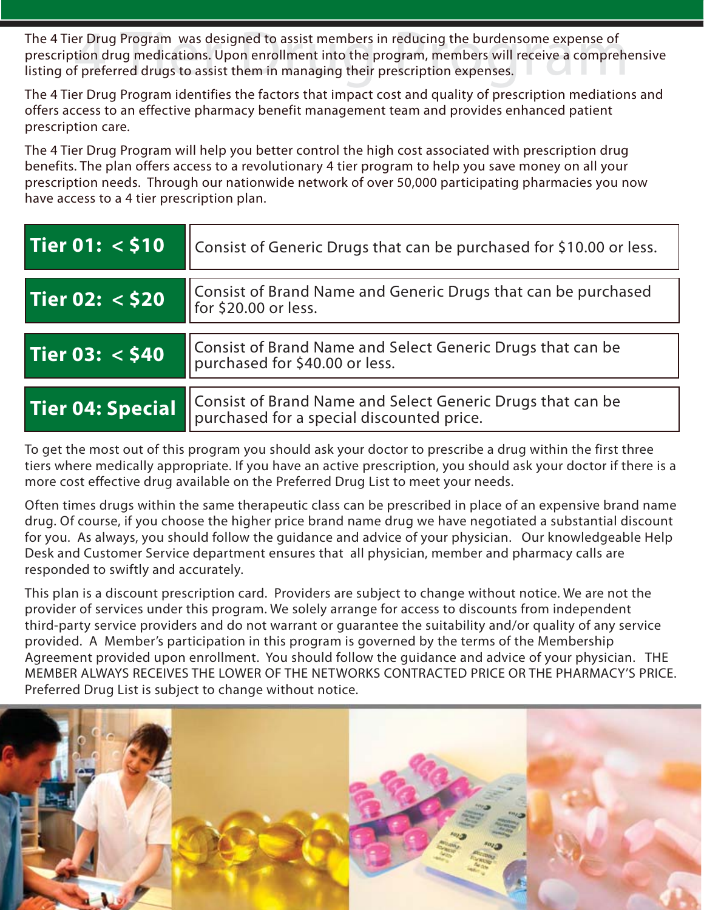# 4 Tier Drug Program

The 4 Tier Drug Program was designed to assist members in reducing the burdensome expense of prescription drug medications. Upon enrollment into the program, members will receive a comprehensive listing of preferred drugs to assist them in managing their prescription expenses.

The 4 Tier Drug Program identifies the factors that impact cost and quality of prescription mediations and offers access to an effective pharmacy benefit management team and provides enhanced patient prescription care.

The 4 Tier Drug Program will help you better control the high cost associated with prescription drug benefits. The plan offers access to a revolutionary 4 tier program to help you save money on all your prescription needs. Through our nationwide network of over 50,000 participating pharmacies you now have access to a 4 tier prescription plan.

| Tier | Description |
| --- | --- |
| **Tier 01: < $10** | Consist of Generic Drugs that can be purchased for $10.00 or less. |
| **Tier 02: < $20** | Consist of Brand Name and Generic Drugs that can be purchased for $20.00 or less. |
| **Tier 03: < $40** | Consist of Brand Name and Select Generic Drugs that can be purchased for $40.00 or less. |
| **Tier 04: Special** | Consist of Brand Name and Select Generic Drugs that can be purchased for a special discounted price. |

To get the most out of this program you should ask your doctor to prescribe a drug within the first three tiers where medically appropriate. If you have an active prescription, you should ask your doctor if there is a more cost effective drug available on the Preferred Drug List to meet your needs.

Often times drugs within the same therapeutic class can be prescribed in place of an expensive brand name drug. Of course, if you choose the higher price brand name drug we have negotiated a substantial discount for you. As always, you should follow the guidance and advice of your physician. Our knowledgeable Help Desk and Customer Service department ensures that all physician, member and pharmacy calls are responded to swiftly and accurately.

This plan is a discount prescription card. Providers are subject to change without notice. We are not the provider of services under this program. We solely arrange for access to discounts from independent third-party service providers and do not warrant or guarantee the suitability and/or quality of any service provided. A Member's participation in this program is governed by the terms of the Membership Agreement provided upon enrollment. You should follow the guidance and advice of your physician. THE MEMBER ALWAYS RECEIVES THE LOWER OF THE NETWORKS CONTRACTED PRICE OR THE PHARMACY'S PRICE. Preferred Drug List is subject to change without notice.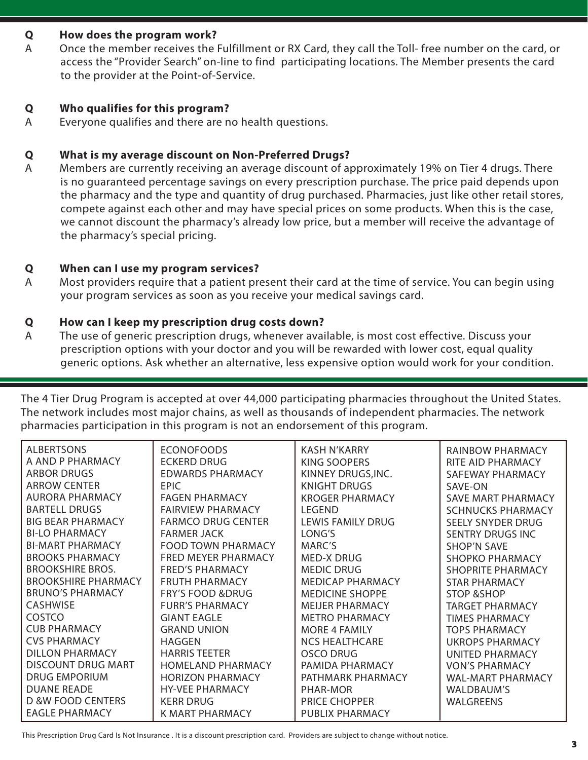**Q How does the program work?**

A Once the member receives the Fulfillment or RX Card, they call the Toll- free number on the card, or access the "Provider Search" on-line to find participating locations. The Member presents the card to the provider at the Point-of-Service.

**Q Who qualifies for this program?**

A Everyone qualifies and there are no health questions.

**Q What is my average discount on Non-Preferred Drugs?**

A Members are currently receiving an average discount of approximately 19% on Tier 4 drugs. There is no guaranteed percentage savings on every prescription purchase. The price paid depends upon the pharmacy and the type and quantity of drug purchased. Pharmacies, just like other retail stores, compete against each other and may have special prices on some products. When this is the case, we cannot discount the pharmacy's already low price, but a member will receive the advantage of the pharmacy's special pricing.

**Q When can I use my program services?**

A Most providers require that a patient present their card at the time of service. You can begin using your program services as soon as you receive your medical savings card.

**Q How can I keep my prescription drug costs down?**

A The use of generic prescription drugs, whenever available, is most cost effective. Discuss your prescription options with your doctor and you will be rewarded with lower cost, equal quality generic options. Ask whether an alternative, less expensive option would work for your condition.

The 4 Tier Drug Program is accepted at over 44,000 participating pharmacies throughout the United States. The network includes most major chains, as well as thousands of independent pharmacies. The network pharmacies participation in this program is not an endorsement of this program.

| | | | |
|---|---|---|---|
| ALBERTSONS | ECONOFOODS | KASH N'KARRY | RAINBOW PHARMACY |
| A AND P PHARMACY | ECKERD DRUG | KING SOOPERS | RITE AID PHARMACY |
| ARBOR DRUGS | EDWARDS PHARMACY | KINNEY DRUGS,INC. | SAFEWAY PHARMACY |
| ARROW CENTER | EPIC | KNIGHT DRUGS | SAVE-ON |
| AURORA PHARMACY | FAGEN PHARMACY | KROGER PHARMACY | SAVE MART PHARMACY |
| BARTELL DRUGS | FAIRVIEW PHARMACY | LEGEND | SCHNUCKS PHARMACY |
| BIG BEAR PHARMACY | FARMCO DRUG CENTER | LEWIS FAMILY DRUG | SEELY SNYDER DRUG |
| BI-LO PHARMACY | FARMER JACK | LONG'S | SENTRY DRUGS INC |
| BI-MART PHARMACY | FOOD TOWN PHARMACY | MARC'S | SHOP'N SAVE |
| BROOKS PHARMACY | FRED MEYER PHARMACY | MED-X DRUG | SHOPKO PHARMACY |
| BROOKSHIRE BROS. | FRED'S PHARMACY | MEDIC DRUG | SHOPRITE PHARMACY |
| BROOKSHIRE PHARMACY | FRUTH PHARMACY | MEDICAP PHARMACY | STAR PHARMACY |
| BRUNO'S PHARMACY | FRY'S FOOD &DRUG | MEDICINE SHOPPE | STOP &SHOP |
| CASHWISE | FURR'S PHARMACY | MEIJER PHARMACY | TARGET PHARMACY |
| COSTCO | GIANT EAGLE | METRO PHARMACY | TIMES PHARMACY |
| CUB PHARMACY | GRAND UNION | MORE 4 FAMILY | TOPS PHARMACY |
| CVS PHARMACY | HAGGEN | NCS HEALTHCARE | UKROPS PHARMACY |
| DILLON PHARMACY | HARRIS TEETER | OSCO DRUG | UNITED PHARMACY |
| DISCOUNT DRUG MART | HOMELAND PHARMACY | PAMIDA PHARMACY | VON'S PHARMACY |
| DRUG EMPORIUM | HORIZON PHARMACY | PATHMARK PHARMACY | WAL-MART PHARMACY |
| DUANE READE | HY-VEE PHARMACY | PHAR-MOR | WALDBAUM'S |
| D &W FOOD CENTERS | KERR DRUG | PRICE CHOPPER | WALGREENS |
| EAGLE PHARMACY | K MART PHARMACY | PUBLIX PHARMACY | |

This Prescription Drug Card Is Not Insurance . It is a discount prescription card. Providers are subject to change without notice.